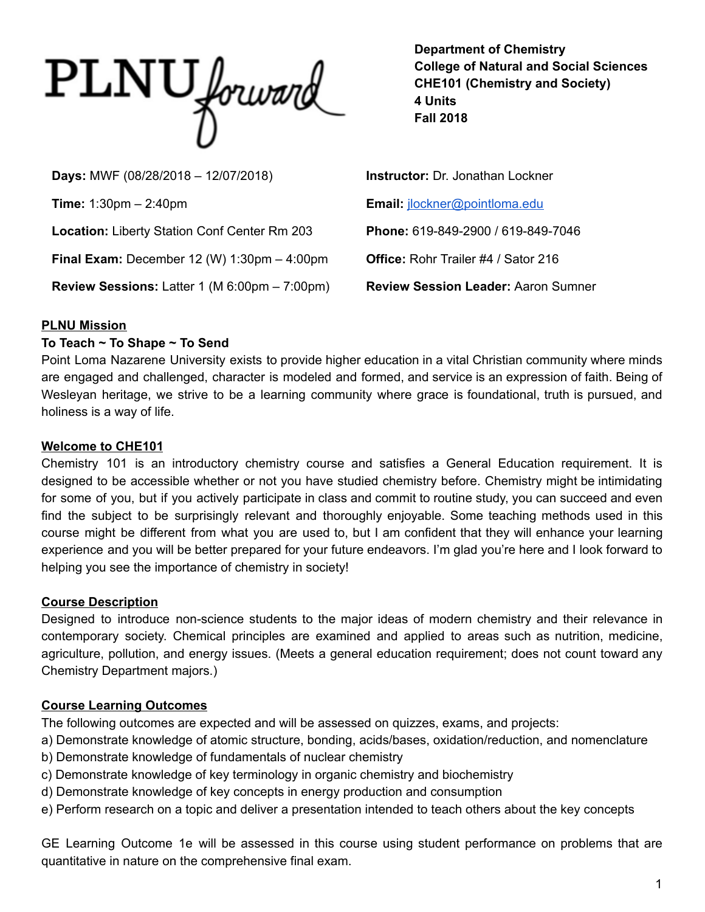PLNU forward

**Department of Chemistry**
**College of Natural and Social Sciences**
**CHE101 (Chemistry and Society)**
**4 Units**
**Fall 2018**

**Days:** MWF (08/28/2018 – 12/07/2018)

**Time:** 1:30pm – 2:40pm

**Location:** Liberty Station Conf Center Rm 203

**Final Exam:** December 12 (W) 1:30pm – 4:00pm

**Review Sessions:** Latter 1 (M 6:00pm – 7:00pm)

**Instructor:** Dr. Jonathan Lockner

**Email:** jlockner@pointloma.edu

**Phone:** 619-849-2900 / 619-849-7046

**Office:** Rohr Trailer #4 / Sator 216

**Review Session Leader:** Aaron Sumner

## PLNU Mission

**To Teach ~ To Shape ~ To Send**

Point Loma Nazarene University exists to provide higher education in a vital Christian community where minds are engaged and challenged, character is modeled and formed, and service is an expression of faith. Being of Wesleyan heritage, we strive to be a learning community where grace is foundational, truth is pursued, and holiness is a way of life.

## Welcome to CHE101

Chemistry 101 is an introductory chemistry course and satisfies a General Education requirement. It is designed to be accessible whether or not you have studied chemistry before. Chemistry might be intimidating for some of you, but if you actively participate in class and commit to routine study, you can succeed and even find the subject to be surprisingly relevant and thoroughly enjoyable. Some teaching methods used in this course might be different from what you are used to, but I am confident that they will enhance your learning experience and you will be better prepared for your future endeavors. I'm glad you're here and I look forward to helping you see the importance of chemistry in society!

## Course Description

Designed to introduce non-science students to the major ideas of modern chemistry and their relevance in contemporary society. Chemical principles are examined and applied to areas such as nutrition, medicine, agriculture, pollution, and energy issues. (Meets a general education requirement; does not count toward any Chemistry Department majors.)

## Course Learning Outcomes

The following outcomes are expected and will be assessed on quizzes, exams, and projects:

a) Demonstrate knowledge of atomic structure, bonding, acids/bases, oxidation/reduction, and nomenclature
b) Demonstrate knowledge of fundamentals of nuclear chemistry
c) Demonstrate knowledge of key terminology in organic chemistry and biochemistry
d) Demonstrate knowledge of key concepts in energy production and consumption
e) Perform research on a topic and deliver a presentation intended to teach others about the key concepts

GE Learning Outcome 1e will be assessed in this course using student performance on problems that are quantitative in nature on the comprehensive final exam.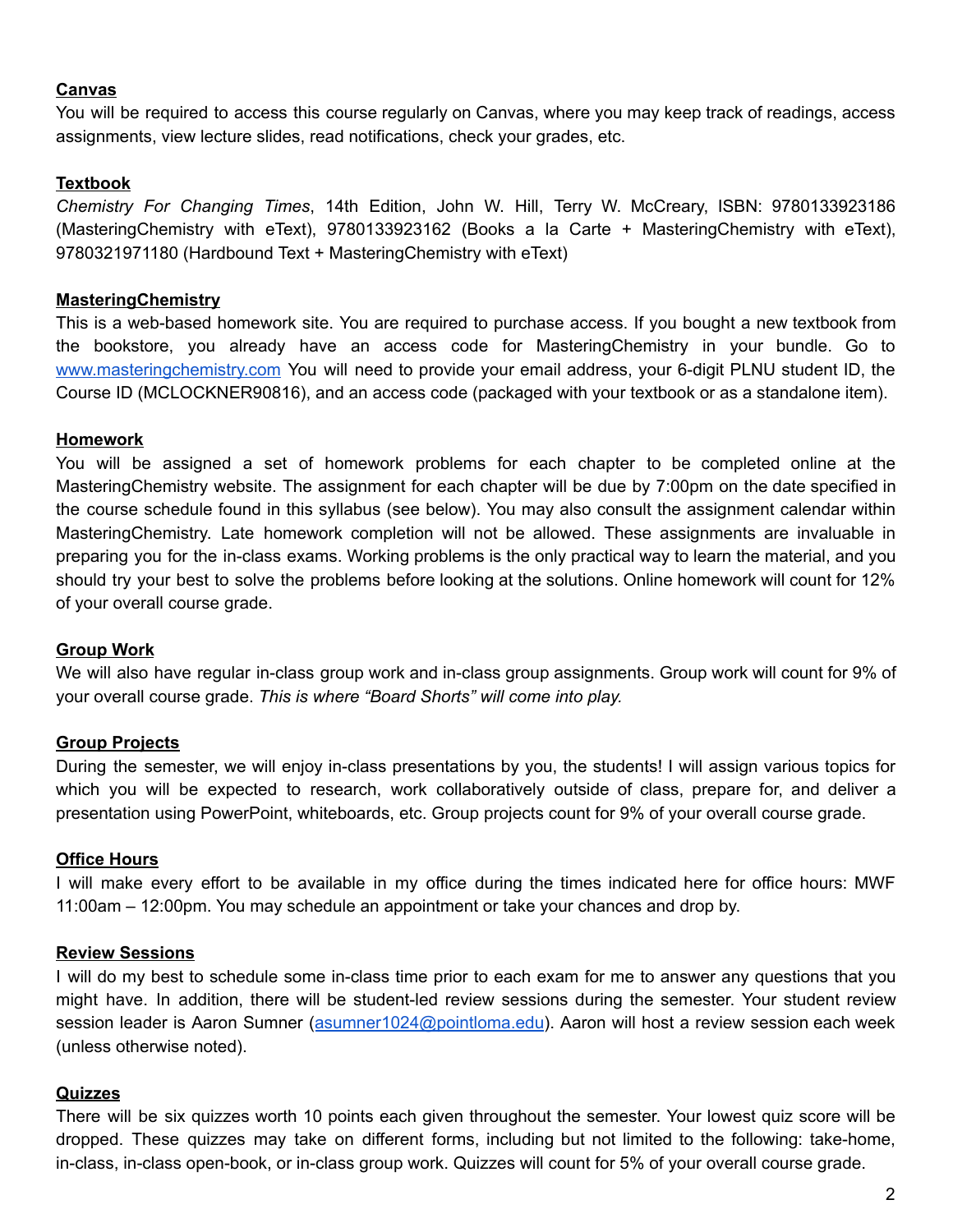## Canvas

You will be required to access this course regularly on Canvas, where you may keep track of readings, access assignments, view lecture slides, read notifications, check your grades, etc.

## Textbook

*Chemistry For Changing Times*, 14th Edition, John W. Hill, Terry W. McCreary, ISBN: 9780133923186 (MasteringChemistry with eText), 9780133923162 (Books a la Carte + MasteringChemistry with eText), 9780321971180 (Hardbound Text + MasteringChemistry with eText)

## MasteringChemistry

This is a web-based homework site. You are required to purchase access. If you bought a new textbook from the bookstore, you already have an access code for MasteringChemistry in your bundle. Go to [www.masteringchemistry.com](http://www.masteringchemistry.com) You will need to provide your email address, your 6-digit PLNU student ID, the Course ID (MCLOCKNER90816), and an access code (packaged with your textbook or as a standalone item).

## Homework

You will be assigned a set of homework problems for each chapter to be completed online at the MasteringChemistry website. The assignment for each chapter will be due by 7:00pm on the date specified in the course schedule found in this syllabus (see below). You may also consult the assignment calendar within MasteringChemistry. Late homework completion will not be allowed. These assignments are invaluable in preparing you for the in-class exams. Working problems is the only practical way to learn the material, and you should try your best to solve the problems before looking at the solutions. Online homework will count for 12% of your overall course grade.

## Group Work

We will also have regular in-class group work and in-class group assignments. Group work will count for 9% of your overall course grade. *This is where "Board Shorts" will come into play.*

## Group Projects

During the semester, we will enjoy in-class presentations by you, the students! I will assign various topics for which you will be expected to research, work collaboratively outside of class, prepare for, and deliver a presentation using PowerPoint, whiteboards, etc. Group projects count for 9% of your overall course grade.

## Office Hours

I will make every effort to be available in my office during the times indicated here for office hours: MWF 11:00am – 12:00pm. You may schedule an appointment or take your chances and drop by.

## Review Sessions

I will do my best to schedule some in-class time prior to each exam for me to answer any questions that you might have. In addition, there will be student-led review sessions during the semester. Your student review session leader is Aaron Sumner ([asumner1024@pointloma.edu](mailto:asumner1024@pointloma.edu)). Aaron will host a review session each week (unless otherwise noted).

## Quizzes

There will be six quizzes worth 10 points each given throughout the semester. Your lowest quiz score will be dropped. These quizzes may take on different forms, including but not limited to the following: take-home, in-class, in-class open-book, or in-class group work. Quizzes will count for 5% of your overall course grade.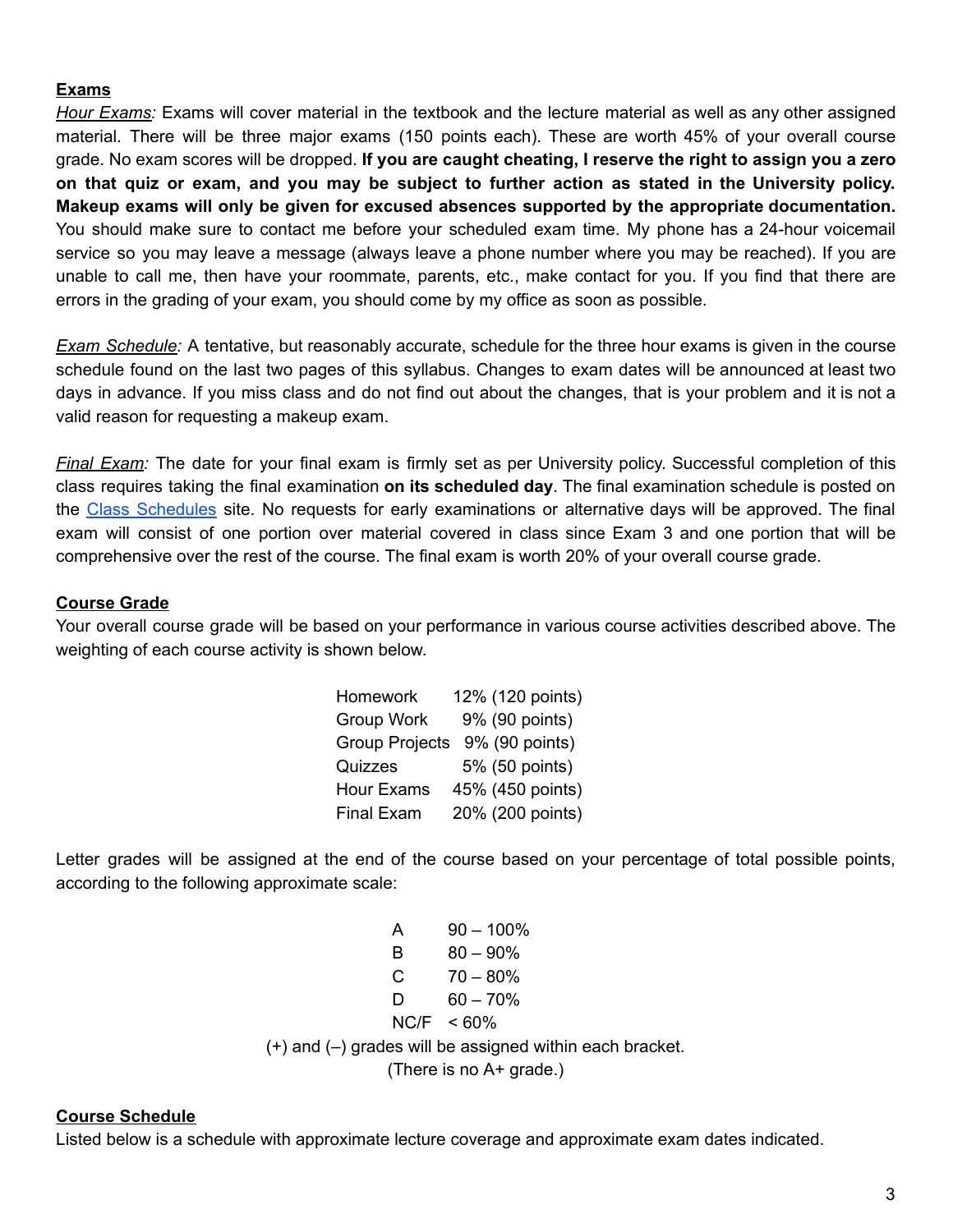## Exams

*Hour Exams:* Exams will cover material in the textbook and the lecture material as well as any other assigned material. There will be three major exams (150 points each). These are worth 45% of your overall course grade. No exam scores will be dropped. **If you are caught cheating, I reserve the right to assign you a zero on that quiz or exam, and you may be subject to further action as stated in the University policy. Makeup exams will only be given for excused absences supported by the appropriate documentation.** You should make sure to contact me before your scheduled exam time. My phone has a 24-hour voicemail service so you may leave a message (always leave a phone number where you may be reached). If you are unable to call me, then have your roommate, parents, etc., make contact for you. If you find that there are errors in the grading of your exam, you should come by my office as soon as possible.

*Exam Schedule:* A tentative, but reasonably accurate, schedule for the three hour exams is given in the course schedule found on the last two pages of this syllabus. Changes to exam dates will be announced at least two days in advance. If you miss class and do not find out about the changes, that is your problem and it is not a valid reason for requesting a makeup exam.

*Final Exam:* The date for your final exam is firmly set as per University policy. Successful completion of this class requires taking the final examination **on its scheduled day**. The final examination schedule is posted on the Class Schedules site. No requests for early examinations or alternative days will be approved. The final exam will consist of one portion over material covered in class since Exam 3 and one portion that will be comprehensive over the rest of the course. The final exam is worth 20% of your overall course grade.

## Course Grade

Your overall course grade will be based on your performance in various course activities described above. The weighting of each course activity is shown below.

| Activity | Weight |
|---|---|
| Homework | 12% (120 points) |
| Group Work | 9% (90 points) |
| Group Projects | 9% (90 points) |
| Quizzes | 5% (50 points) |
| Hour Exams | 45% (450 points) |
| Final Exam | 20% (200 points) |

Letter grades will be assigned at the end of the course based on your percentage of total possible points, according to the following approximate scale:

| Grade | Range |
|---|---|
| A | 90 – 100% |
| B | 80 – 90% |
| C | 70 – 80% |
| D | 60 – 70% |
| NC/F | < 60% |

(+) and (–) grades will be assigned within each bracket.
(There is no A+ grade.)

## Course Schedule

Listed below is a schedule with approximate lecture coverage and approximate exam dates indicated.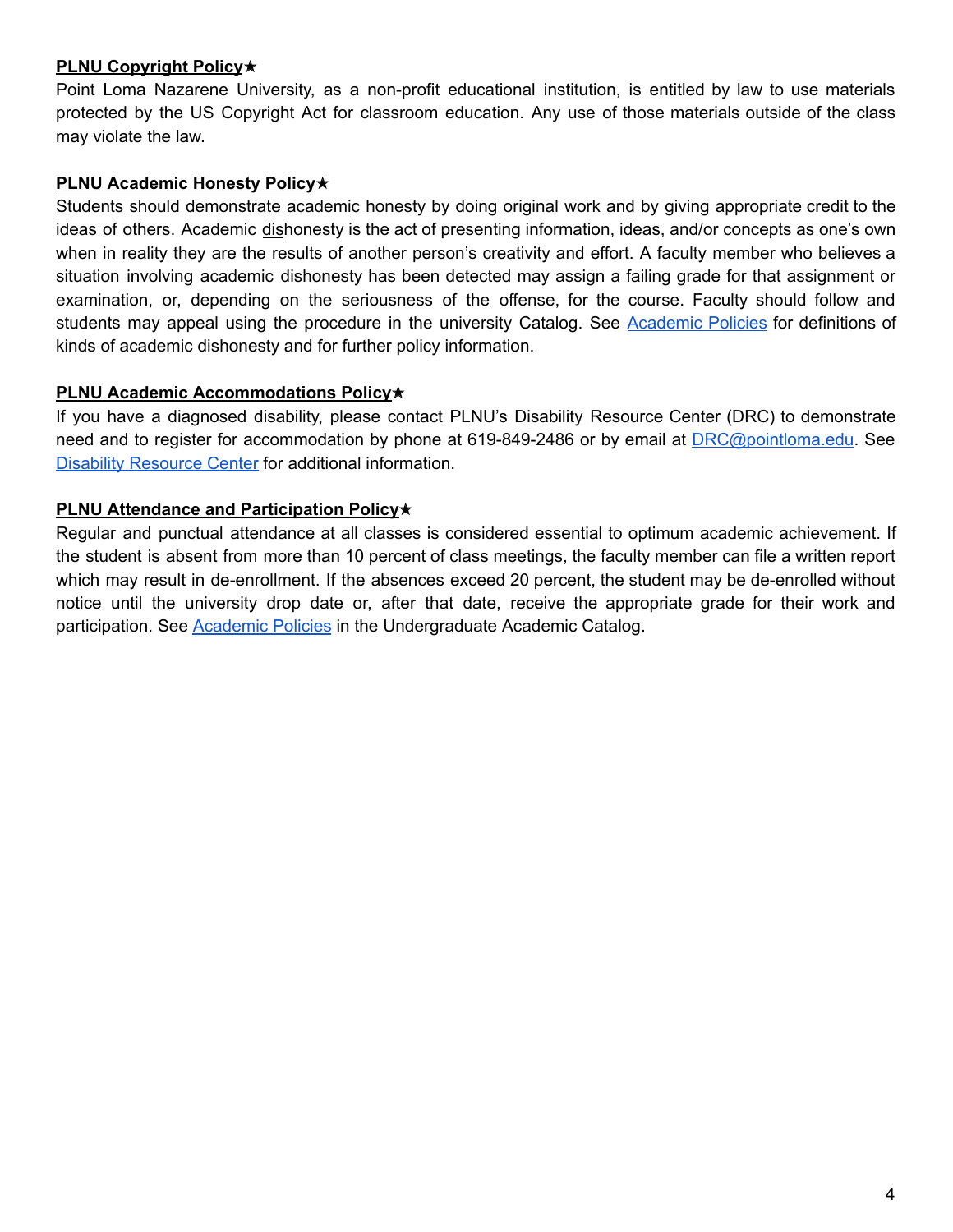**PLNU Copyright Policy★**

Point Loma Nazarene University, as a non-profit educational institution, is entitled by law to use materials protected by the US Copyright Act for classroom education. Any use of those materials outside of the class may violate the law.

**PLNU Academic Honesty Policy★**

Students should demonstrate academic honesty by doing original work and by giving appropriate credit to the ideas of others. Academic dishonesty is the act of presenting information, ideas, and/or concepts as one's own when in reality they are the results of another person's creativity and effort. A faculty member who believes a situation involving academic dishonesty has been detected may assign a failing grade for that assignment or examination, or, depending on the seriousness of the offense, for the course. Faculty should follow and students may appeal using the procedure in the university Catalog. See Academic Policies for definitions of kinds of academic dishonesty and for further policy information.

**PLNU Academic Accommodations Policy★**

If you have a diagnosed disability, please contact PLNU's Disability Resource Center (DRC) to demonstrate need and to register for accommodation by phone at 619-849-2486 or by email at DRC@pointloma.edu. See Disability Resource Center for additional information.

**PLNU Attendance and Participation Policy★**

Regular and punctual attendance at all classes is considered essential to optimum academic achievement. If the student is absent from more than 10 percent of class meetings, the faculty member can file a written report which may result in de-enrollment. If the absences exceed 20 percent, the student may be de-enrolled without notice until the university drop date or, after that date, receive the appropriate grade for their work and participation. See Academic Policies in the Undergraduate Academic Catalog.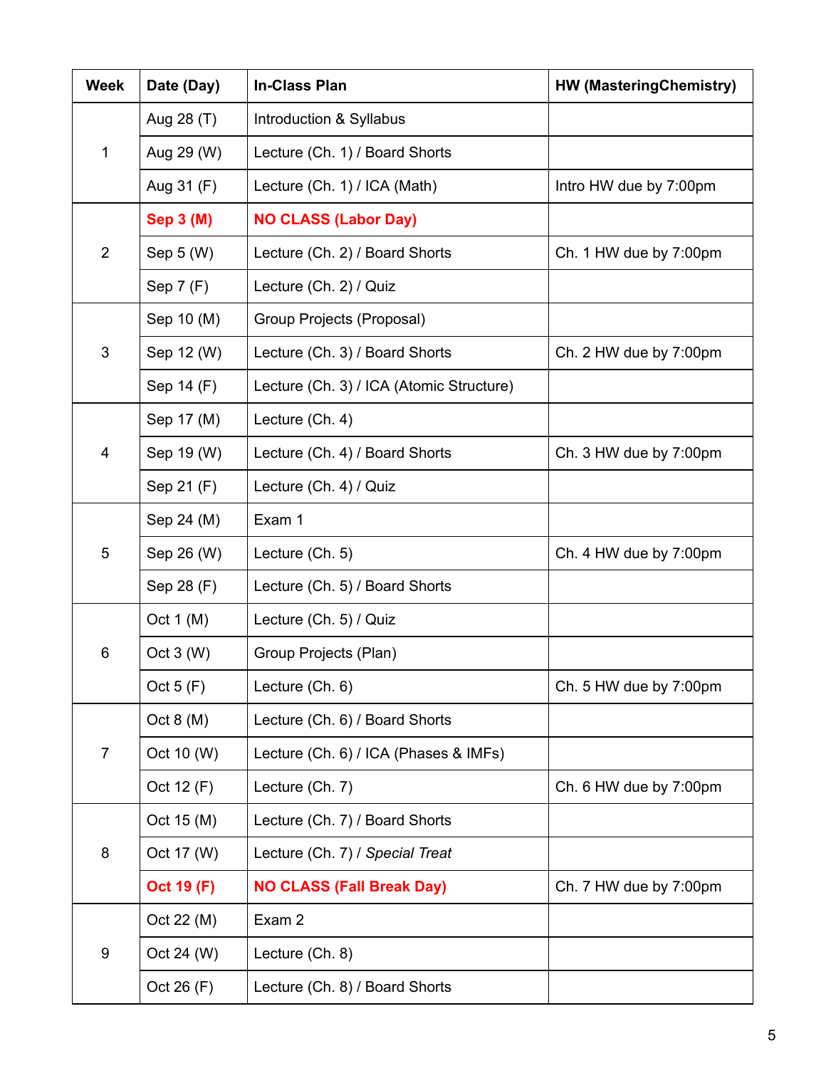| Week | Date (Day) | In-Class Plan | HW (MasteringChemistry) |
|---|---|---|---|
| 1 | Aug 28 (T) | Introduction & Syllabus | |
| | Aug 29 (W) | Lecture (Ch. 1) / Board Shorts | |
| | Aug 31 (F) | Lecture (Ch. 1) / ICA (Math) | Intro HW due by 7:00pm |
| 2 | **Sep 3 (M)** | **NO CLASS (Labor Day)** | |
| | Sep 5 (W) | Lecture (Ch. 2) / Board Shorts | Ch. 1 HW due by 7:00pm |
| | Sep 7 (F) | Lecture (Ch. 2) / Quiz | |
| 3 | Sep 10 (M) | Group Projects (Proposal) | |
| | Sep 12 (W) | Lecture (Ch. 3) / Board Shorts | Ch. 2 HW due by 7:00pm |
| | Sep 14 (F) | Lecture (Ch. 3) / ICA (Atomic Structure) | |
| 4 | Sep 17 (M) | Lecture (Ch. 4) | |
| | Sep 19 (W) | Lecture (Ch. 4) / Board Shorts | Ch. 3 HW due by 7:00pm |
| | Sep 21 (F) | Lecture (Ch. 4) / Quiz | |
| 5 | Sep 24 (M) | Exam 1 | |
| | Sep 26 (W) | Lecture (Ch. 5) | Ch. 4 HW due by 7:00pm |
| | Sep 28 (F) | Lecture (Ch. 5) / Board Shorts | |
| 6 | Oct 1 (M) | Lecture (Ch. 5) / Quiz | |
| | Oct 3 (W) | Group Projects (Plan) | |
| | Oct 5 (F) | Lecture (Ch. 6) | Ch. 5 HW due by 7:00pm |
| 7 | Oct 8 (M) | Lecture (Ch. 6) / Board Shorts | |
| | Oct 10 (W) | Lecture (Ch. 6) / ICA (Phases & IMFs) | |
| | Oct 12 (F) | Lecture (Ch. 7) | Ch. 6 HW due by 7:00pm |
| 8 | Oct 15 (M) | Lecture (Ch. 7) / Board Shorts | |
| | Oct 17 (W) | Lecture (Ch. 7) / *Special Treat* | |
| | **Oct 19 (F)** | **NO CLASS (Fall Break Day)** | Ch. 7 HW due by 7:00pm |
| 9 | Oct 22 (M) | Exam 2 | |
| | Oct 24 (W) | Lecture (Ch. 8) | |
| | Oct 26 (F) | Lecture (Ch. 8) / Board Shorts | |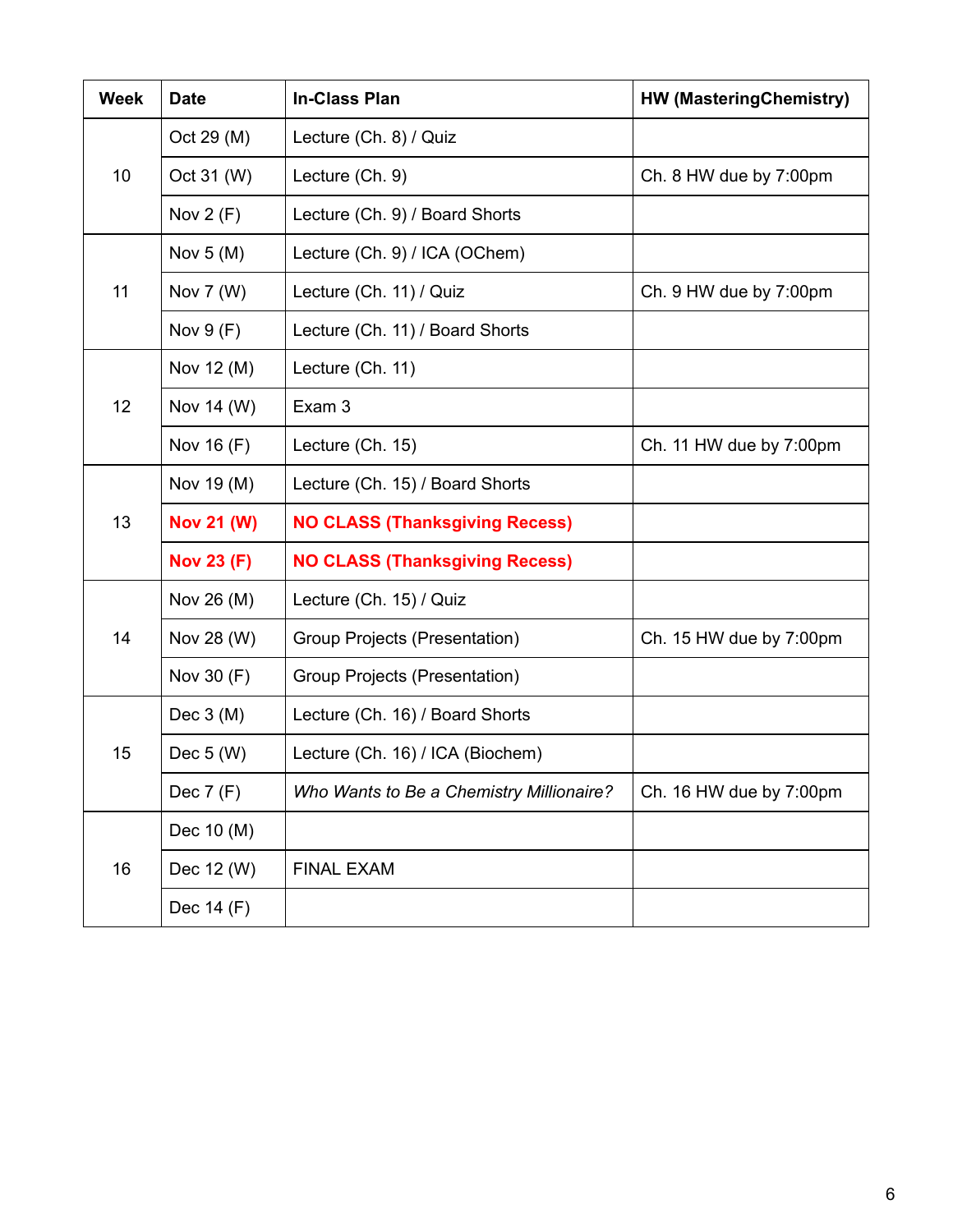| Week | Date | In-Class Plan | HW (MasteringChemistry) |
|---|---|---|---|
| 10 | Oct 29 (M) | Lecture (Ch. 8) / Quiz | |
| | Oct 31 (W) | Lecture (Ch. 9) | Ch. 8 HW due by 7:00pm |
| | Nov 2 (F) | Lecture (Ch. 9) / Board Shorts | |
| 11 | Nov 5 (M) | Lecture (Ch. 9) / ICA (OChem) | |
| | Nov 7 (W) | Lecture (Ch. 11) / Quiz | Ch. 9 HW due by 7:00pm |
| | Nov 9 (F) | Lecture (Ch. 11) / Board Shorts | |
| 12 | Nov 12 (M) | Lecture (Ch. 11) | |
| | Nov 14 (W) | Exam 3 | |
| | Nov 16 (F) | Lecture (Ch. 15) | Ch. 11 HW due by 7:00pm |
| 13 | Nov 19 (M) | Lecture (Ch. 15) / Board Shorts | |
| | **Nov 21 (W)** | **NO CLASS (Thanksgiving Recess)** | |
| | **Nov 23 (F)** | **NO CLASS (Thanksgiving Recess)** | |
| 14 | Nov 26 (M) | Lecture (Ch. 15) / Quiz | |
| | Nov 28 (W) | Group Projects (Presentation) | Ch. 15 HW due by 7:00pm |
| | Nov 30 (F) | Group Projects (Presentation) | |
| 15 | Dec 3 (M) | Lecture (Ch. 16) / Board Shorts | |
| | Dec 5 (W) | Lecture (Ch. 16) / ICA (Biochem) | |
| | Dec 7 (F) | *Who Wants to Be a Chemistry Millionaire?* | Ch. 16 HW due by 7:00pm |
| 16 | Dec 10 (M) | | |
| | Dec 12 (W) | FINAL EXAM | |
| | Dec 14 (F) | | |